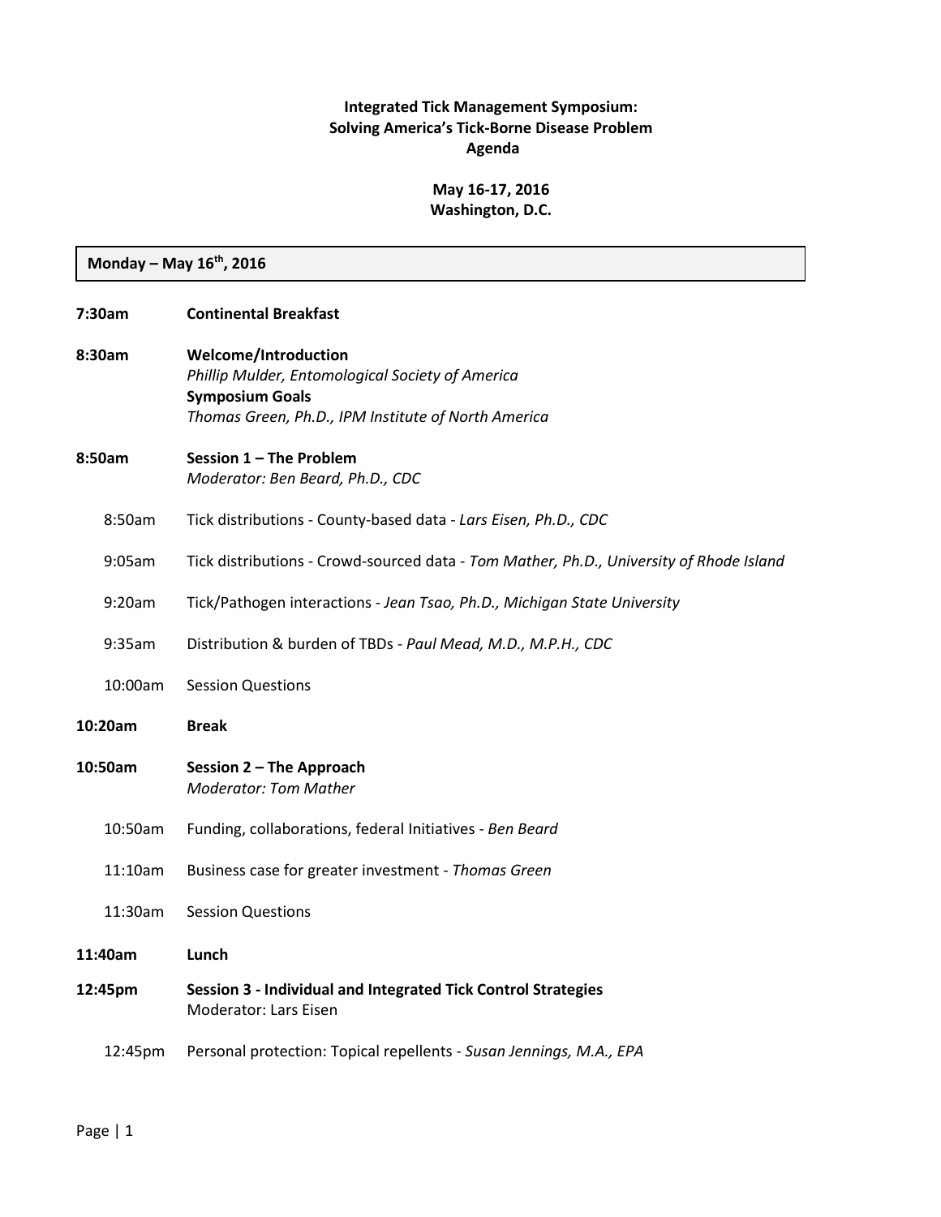**Integrated Tick Management Symposium:**
**Solving America's Tick-Borne Disease Problem**
**Agenda**

**May 16-17, 2016**
**Washington, D.C.**

## Monday – May 16th, 2016

**7:30am** **Continental Breakfast**

**8:30am** **Welcome/Introduction**
*Phillip Mulder, Entomological Society of America*
**Symposium Goals**
*Thomas Green, Ph.D., IPM Institute of North America*

**8:50am** **Session 1 – The Problem**
*Moderator: Ben Beard, Ph.D., CDC*

- 8:50am Tick distributions - County-based data - *Lars Eisen, Ph.D., CDC*
- 9:05am Tick distributions - Crowd-sourced data - *Tom Mather, Ph.D., University of Rhode Island*
- 9:20am Tick/Pathogen interactions - *Jean Tsao, Ph.D., Michigan State University*
- 9:35am Distribution & burden of TBDs - *Paul Mead, M.D., M.P.H., CDC*
- 10:00am Session Questions

**10:20am** **Break**

**10:50am** **Session 2 – The Approach**
*Moderator: Tom Mather*

- 10:50am Funding, collaborations, federal Initiatives - *Ben Beard*
- 11:10am Business case for greater investment - *Thomas Green*
- 11:30am Session Questions

**11:40am** **Lunch**

**12:45pm** **Session 3 - Individual and Integrated Tick Control Strategies**
Moderator: Lars Eisen

- 12:45pm Personal protection: Topical repellents - *Susan Jennings, M.A., EPA*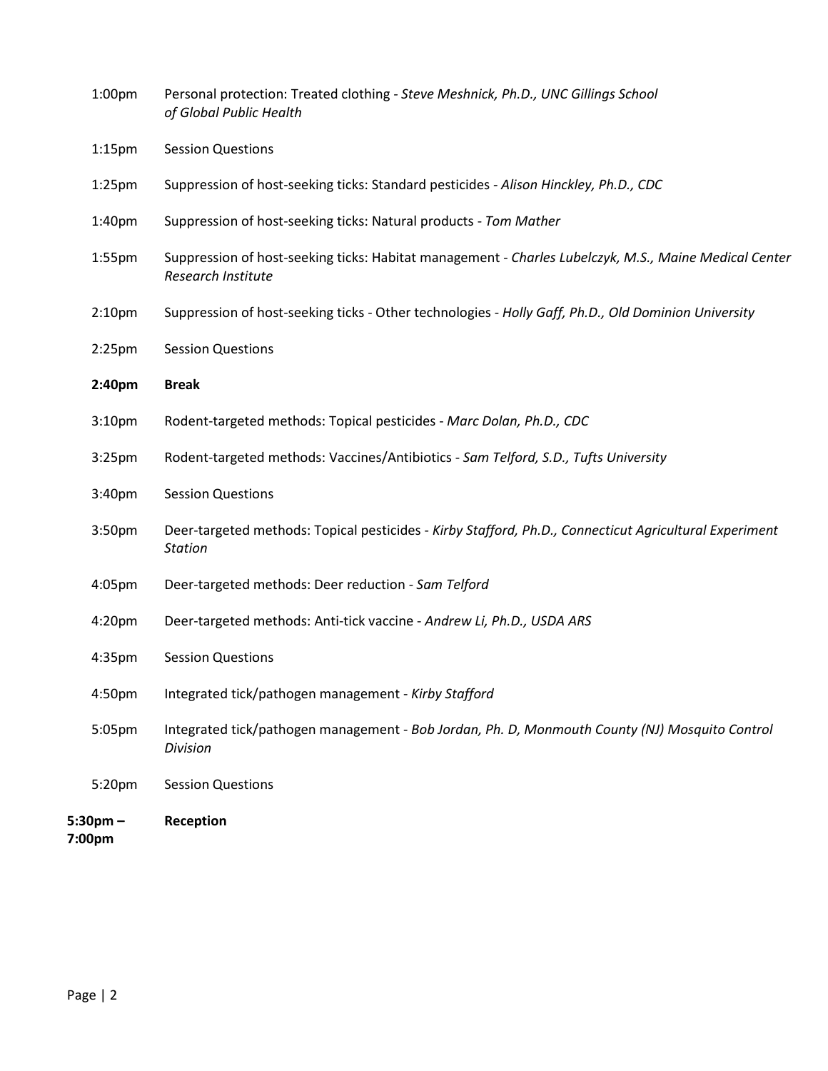| | |
|---|---|
| 1:00pm | Personal protection: Treated clothing - *Steve Meshnick, Ph.D., UNC Gillings School of Global Public Health* |
| 1:15pm | Session Questions |
| 1:25pm | Suppression of host-seeking ticks: Standard pesticides - *Alison Hinckley, Ph.D., CDC* |
| 1:40pm | Suppression of host-seeking ticks: Natural products - *Tom Mather* |
| 1:55pm | Suppression of host-seeking ticks: Habitat management - *Charles Lubelczyk, M.S., Maine Medical Center Research Institute* |
| 2:10pm | Suppression of host-seeking ticks - Other technologies - *Holly Gaff, Ph.D., Old Dominion University* |
| 2:25pm | Session Questions |
| **2:40pm** | **Break** |
| 3:10pm | Rodent-targeted methods: Topical pesticides - *Marc Dolan, Ph.D., CDC* |
| 3:25pm | Rodent-targeted methods: Vaccines/Antibiotics - *Sam Telford, S.D., Tufts University* |
| 3:40pm | Session Questions |
| 3:50pm | Deer-targeted methods: Topical pesticides - *Kirby Stafford, Ph.D., Connecticut Agricultural Experiment Station* |
| 4:05pm | Deer-targeted methods: Deer reduction - *Sam Telford* |
| 4:20pm | Deer-targeted methods: Anti-tick vaccine - *Andrew Li, Ph.D., USDA ARS* |
| 4:35pm | Session Questions |
| 4:50pm | Integrated tick/pathogen management - *Kirby Stafford* |
| 5:05pm | Integrated tick/pathogen management - *Bob Jordan, Ph. D, Monmouth County (NJ) Mosquito Control Division* |
| 5:20pm | Session Questions |
| **5:30pm – 7:00pm** | **Reception** |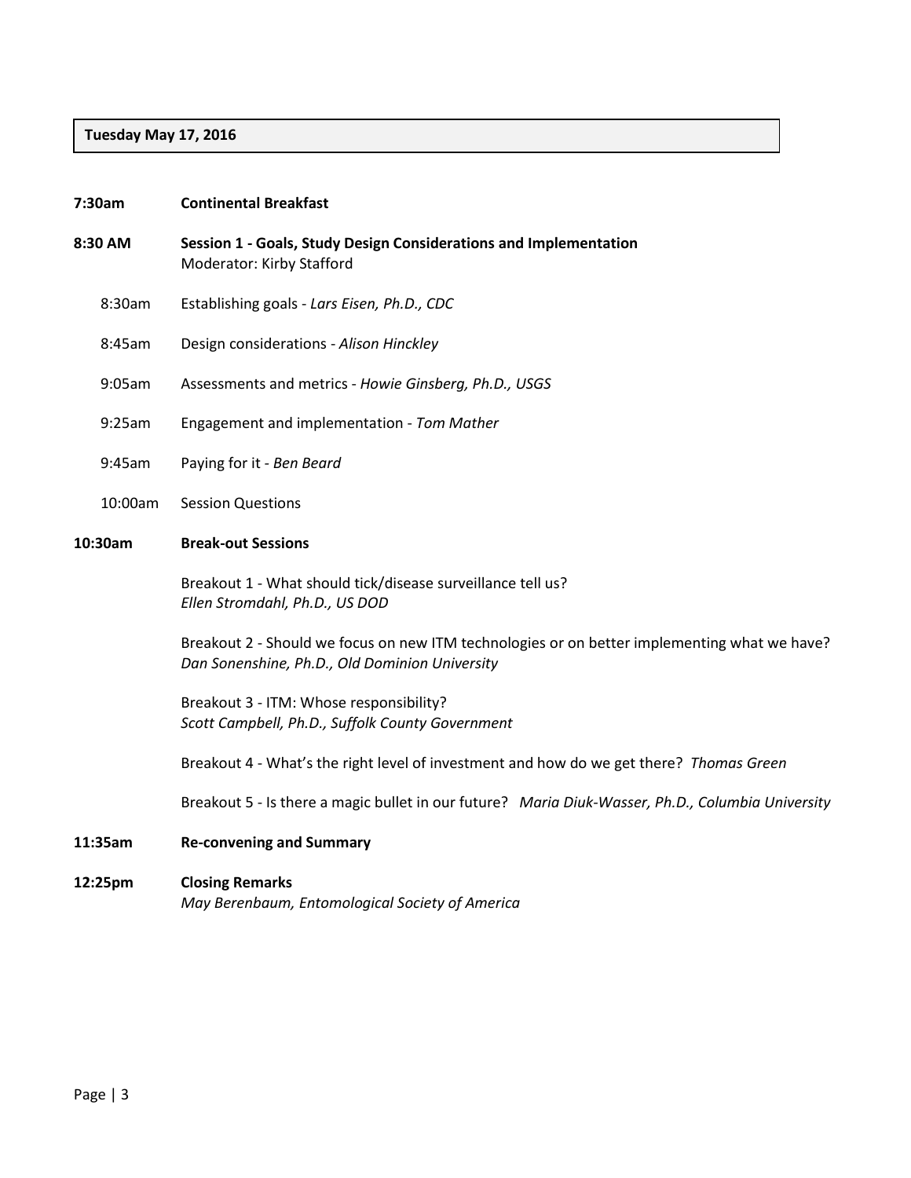**Tuesday May 17, 2016**

**7:30am** **Continental Breakfast**

**8:30 AM** **Session 1 - Goals, Study Design Considerations and Implementation**
Moderator: Kirby Stafford

- 8:30am Establishing goals - *Lars Eisen, Ph.D., CDC*
- 8:45am Design considerations - *Alison Hinckley*
- 9:05am Assessments and metrics - *Howie Ginsberg, Ph.D., USGS*
- 9:25am Engagement and implementation - *Tom Mather*
- 9:45am Paying for it - *Ben Beard*
- 10:00am Session Questions

**10:30am** **Break-out Sessions**

Breakout 1 - What should tick/disease surveillance tell us?
*Ellen Stromdahl, Ph.D., US DOD*

Breakout 2 - Should we focus on new ITM technologies or on better implementing what we have?
*Dan Sonenshine, Ph.D., Old Dominion University*

Breakout 3 - ITM: Whose responsibility?
*Scott Campbell, Ph.D., Suffolk County Government*

Breakout 4 - What's the right level of investment and how do we get there? *Thomas Green*

Breakout 5 - Is there a magic bullet in our future? *Maria Diuk-Wasser, Ph.D., Columbia University*

**11:35am** **Re-convening and Summary**

**12:25pm** **Closing Remarks**
*May Berenbaum, Entomological Society of America*